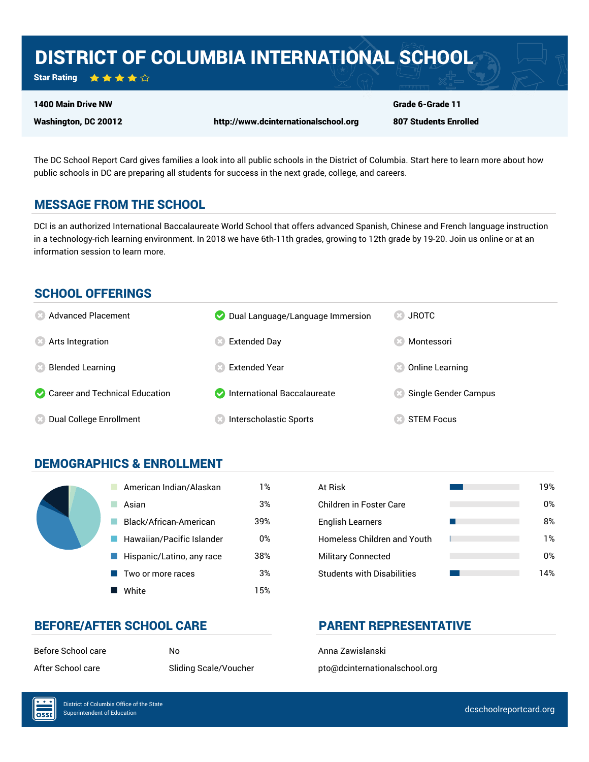# DISTRICT OF COLUMBIA INTERNATIONAL SCHOOL

**Star Rating** ★★★★☆

**1400 Main Drive NW**
**Washington, DC 20012**

**http://www.dcinternationalschool.org**

**Grade 6-Grade 11**
**807 Students Enrolled**

The DC School Report Card gives families a look into all public schools in the District of Columbia. Start here to learn more about how public schools in DC are preparing all students for success in the next grade, college, and careers.

## MESSAGE FROM THE SCHOOL

DCI is an authorized International Baccalaureate World School that offers advanced Spanish, Chinese and French language instruction in a technology-rich learning environment. In 2018 we have 6th-11th grades, growing to 12th grade by 19-20. Join us online or at an information session to learn more.

## SCHOOL OFFERINGS

| Offering | Available |
| --- | --- |
| Advanced Placement | No |
| Arts Integration | No |
| Blended Learning | No |
| Career and Technical Education | Yes |
| Dual College Enrollment | No |
| Dual Language/Language Immersion | Yes |
| Extended Day | No |
| Extended Year | No |
| International Baccalaureate | Yes |
| Interscholastic Sports | No |
| JROTC | No |
| Montessori | No |
| Online Learning | No |
| Single Gender Campus | No |
| STEM Focus | No |

## DEMOGRAPHICS & ENROLLMENT

| Race/Ethnicity | Percent |
| --- | --- |
| American Indian/Alaskan | 1% |
| Asian | 3% |
| Black/African-American | 39% |
| Hawaiian/Pacific Islander | 0% |
| Hispanic/Latino, any race | 38% |
| Two or more races | 3% |
| White | 15% |

| Student Group | Percent |
| --- | --- |
| At Risk | 19% |
| Children in Foster Care | 0% |
| English Learners | 8% |
| Homeless Children and Youth | 1% |
| Military Connected | 0% |
| Students with Disabilities | 14% |

## BEFORE/AFTER SCHOOL CARE

| | |
| --- | --- |
| Before School care | No |
| After School care | Sliding Scale/Voucher |

## PARENT REPRESENTATIVE

Anna Zawislanski

pto@dcinternationalschool.org

District of Columbia Office of the State Superintendent of Education

dcschoolreportcard.org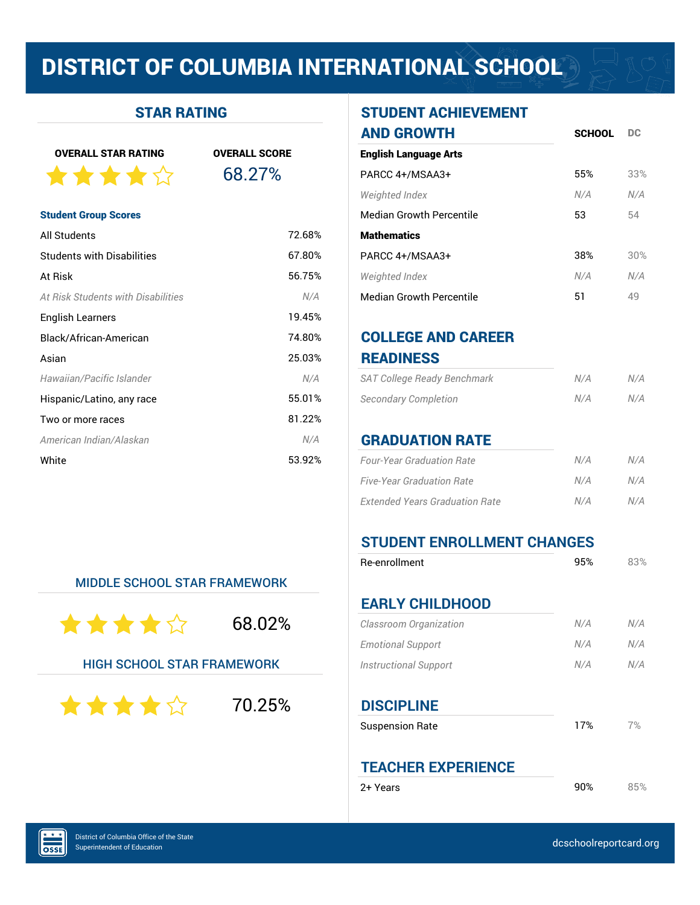# DISTRICT OF COLUMBIA INTERNATIONAL SCHOOL

## STAR RATING

**OVERALL STAR RATING**

★★★★☆

**OVERALL SCORE**

68.27%

### Student Group Scores

| | |
|---|---|
| All Students | 72.68% |
| Students with Disabilities | 67.80% |
| At Risk | 56.75% |
| *At Risk Students with Disabilities* | *N/A* |
| English Learners | 19.45% |
| Black/African-American | 74.80% |
| Asian | 25.03% |
| *Hawaiian/Pacific Islander* | *N/A* |
| Hispanic/Latino, any race | 55.01% |
| Two or more races | 81.22% |
| *American Indian/Alaskan* | *N/A* |
| White | 53.92% |

## MIDDLE SCHOOL STAR FRAMEWORK

★★★★☆ 68.02%

## HIGH SCHOOL STAR FRAMEWORK

★★★★☆ 70.25%

## STUDENT ACHIEVEMENT AND GROWTH

| | SCHOOL | DC |
|---|---|---|
| **English Language Arts** | | |
| PARCC 4+/MSAA3+ | 55% | 33% |
| *Weighted Index* | *N/A* | *N/A* |
| Median Growth Percentile | 53 | 54 |
| **Mathematics** | | |
| PARCC 4+/MSAA3+ | 38% | 30% |
| *Weighted Index* | *N/A* | *N/A* |
| Median Growth Percentile | 51 | 49 |

## COLLEGE AND CAREER READINESS

| | | |
|---|---|---|
| *SAT College Ready Benchmark* | *N/A* | *N/A* |
| *Secondary Completion* | *N/A* | *N/A* |

## GRADUATION RATE

| | | |
|---|---|---|
| *Four-Year Graduation Rate* | *N/A* | *N/A* |
| *Five-Year Graduation Rate* | *N/A* | *N/A* |
| *Extended Years Graduation Rate* | *N/A* | *N/A* |

## STUDENT ENROLLMENT CHANGES

| | | |
|---|---|---|
| Re-enrollment | 95% | 83% |

## EARLY CHILDHOOD

| | | |
|---|---|---|
| *Classroom Organization* | *N/A* | *N/A* |
| *Emotional Support* | *N/A* | *N/A* |
| *Instructional Support* | *N/A* | *N/A* |

## DISCIPLINE

| | | |
|---|---|---|
| Suspension Rate | 17% | 7% |

## TEACHER EXPERIENCE

| | | |
|---|---|---|
| 2+ Years | 90% | 85% |

District of Columbia Office of the State Superintendent of Education

dcschoolreportcard.org